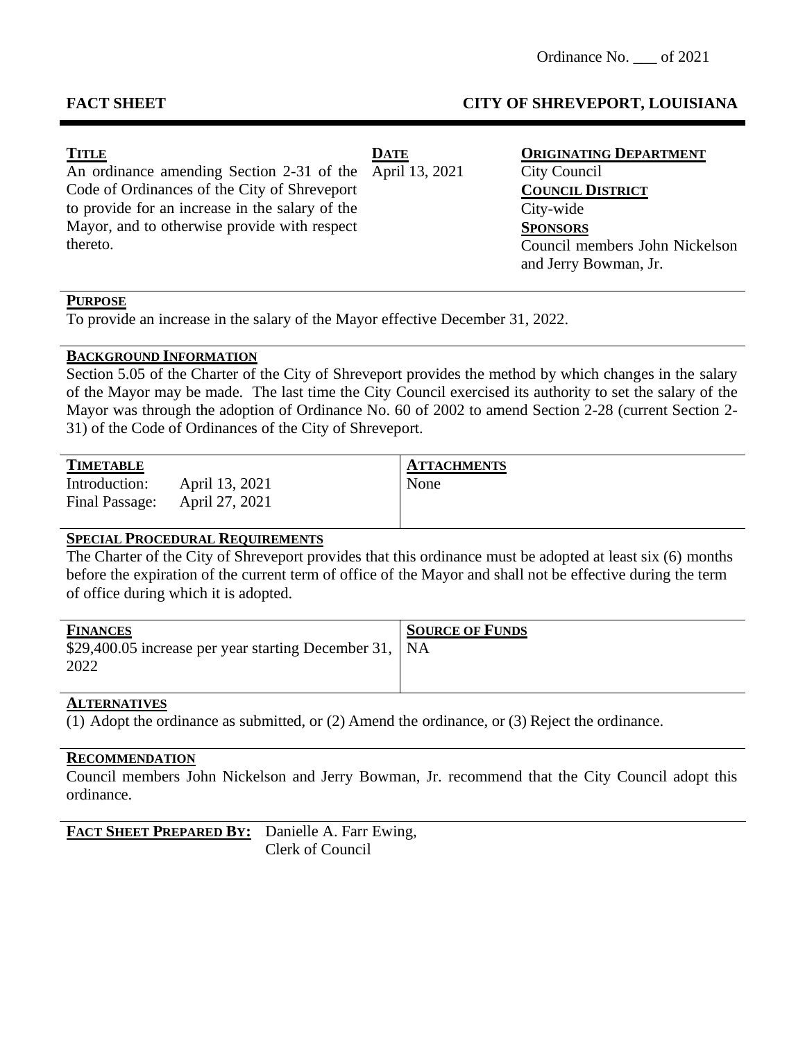Ordinance No. ___ of 2021

**FACT SHEET** **CITY OF SHREVEPORT, LOUISIANA**

| **TITLE** | **DATE** | **ORIGINATING DEPARTMENT** |
| --- | --- | --- |
| An ordinance amending Section 2-31 of the Code of Ordinances of the City of Shreveport to provide for an increase in the salary of the Mayor, and to otherwise provide with respect thereto. | April 13, 2021 | City Council<br>**COUNCIL DISTRICT**<br>City-wide<br>**SPONSORS**<br>Council members John Nickelson and Jerry Bowman, Jr. |

**PURPOSE**

To provide an increase in the salary of the Mayor effective December 31, 2022.

**BACKGROUND INFORMATION**

Section 5.05 of the Charter of the City of Shreveport provides the method by which changes in the salary of the Mayor may be made. The last time the City Council exercised its authority to set the salary of the Mayor was through the adoption of Ordinance No. 60 of 2002 to amend Section 2-28 (current Section 2-31) of the Code of Ordinances of the City of Shreveport.

| **TIMETABLE** | | **ATTACHMENTS** |
| --- | --- | --- |
| Introduction: | April 13, 2021 | None |
| Final Passage: | April 27, 2021 | |

**SPECIAL PROCEDURAL REQUIREMENTS**

The Charter of the City of Shreveport provides that this ordinance must be adopted at least six (6) months before the expiration of the current term of office of the Mayor and shall not be effective during the term of office during which it is adopted.

| **FINANCES** | **SOURCE OF FUNDS** |
| --- | --- |
| $29,400.05 increase per year starting December 31, 2022 | NA |

**ALTERNATIVES**

(1) Adopt the ordinance as submitted, or (2) Amend the ordinance, or (3) Reject the ordinance.

**RECOMMENDATION**

Council members John Nickelson and Jerry Bowman, Jr. recommend that the City Council adopt this ordinance.

**FACT SHEET PREPARED BY:** Danielle A. Farr Ewing, Clerk of Council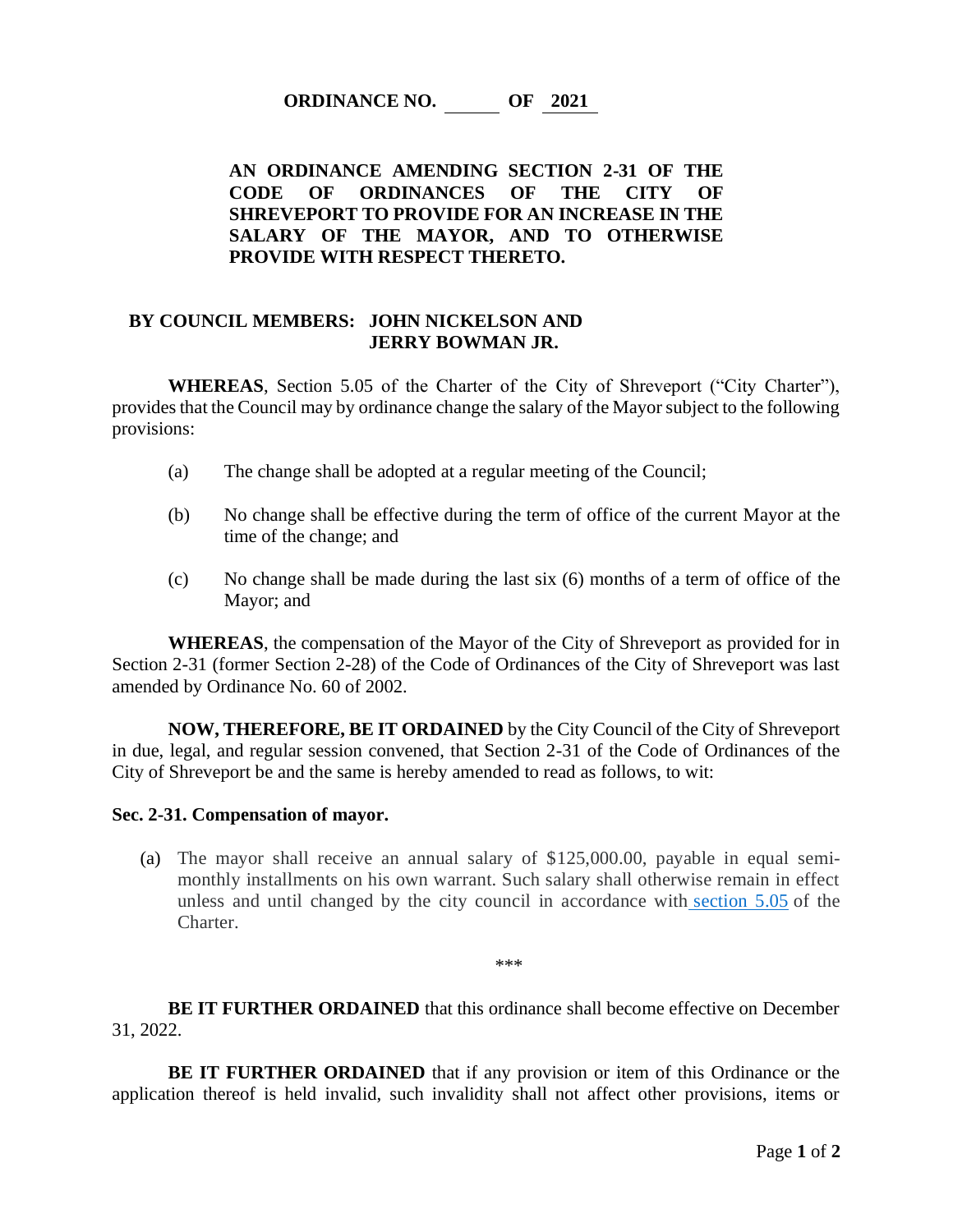**ORDINANCE NO. \_\_\_\_\_\_ OF 2021**

**AN ORDINANCE AMENDING SECTION 2-31 OF THE CODE OF ORDINANCES OF THE CITY OF SHREVEPORT TO PROVIDE FOR AN INCREASE IN THE SALARY OF THE MAYOR, AND TO OTHERWISE PROVIDE WITH RESPECT THERETO.**

**BY COUNCIL MEMBERS: JOHN NICKELSON AND JERRY BOWMAN JR.**

**WHEREAS**, Section 5.05 of the Charter of the City of Shreveport ("City Charter"), provides that the Council may by ordinance change the salary of the Mayor subject to the following provisions:

(a) The change shall be adopted at a regular meeting of the Council;

(b) No change shall be effective during the term of office of the current Mayor at the time of the change; and

(c) No change shall be made during the last six (6) months of a term of office of the Mayor; and

**WHEREAS**, the compensation of the Mayor of the City of Shreveport as provided for in Section 2-31 (former Section 2-28) of the Code of Ordinances of the City of Shreveport was last amended by Ordinance No. 60 of 2002.

**NOW, THEREFORE, BE IT ORDAINED** by the City Council of the City of Shreveport in due, legal, and regular session convened, that Section 2-31 of the Code of Ordinances of the City of Shreveport be and the same is hereby amended to read as follows, to wit:

**Sec. 2-31. Compensation of mayor.**

(a) The mayor shall receive an annual salary of $125,000.00, payable in equal semi-monthly installments on his own warrant. Such salary shall otherwise remain in effect unless and until changed by the city council in accordance with section 5.05 of the Charter.

\*\*\*

**BE IT FURTHER ORDAINED** that this ordinance shall become effective on December 31, 2022.

**BE IT FURTHER ORDAINED** that if any provision or item of this Ordinance or the application thereof is held invalid, such invalidity shall not affect other provisions, items or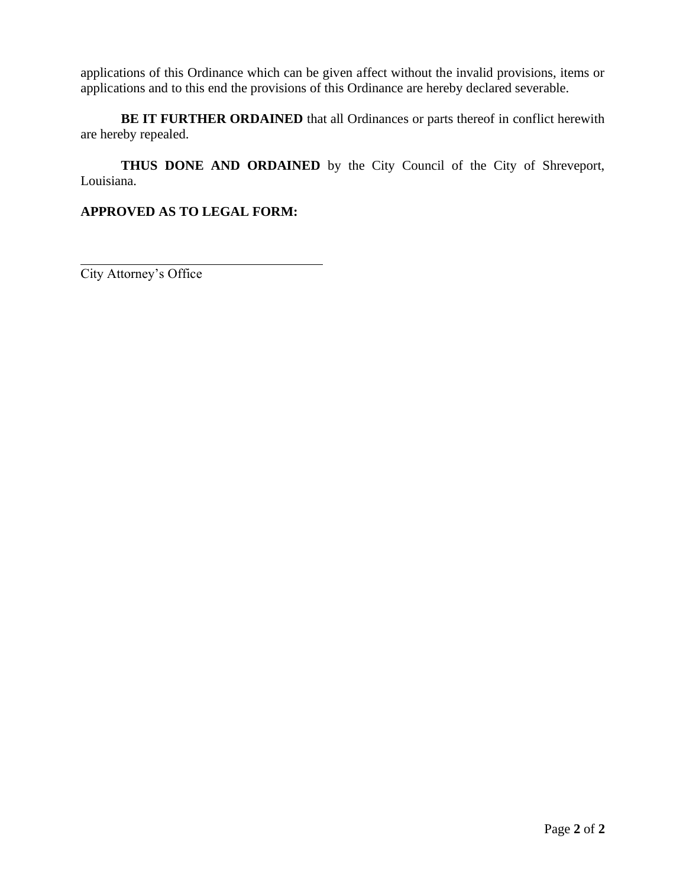applications of this Ordinance which can be given affect without the invalid provisions, items or applications and to this end the provisions of this Ordinance are hereby declared severable.

**BE IT FURTHER ORDAINED** that all Ordinances or parts thereof in conflict herewith are hereby repealed.

**THUS DONE AND ORDAINED** by the City Council of the City of Shreveport, Louisiana.

**APPROVED AS TO LEGAL FORM:**

\_\_\_\_\_\_\_\_\_\_\_\_\_\_\_\_\_\_\_\_\_\_\_\_\_\_\_\_\_\_\_\_\_\_\_\_\_\_\_

City Attorney's Office